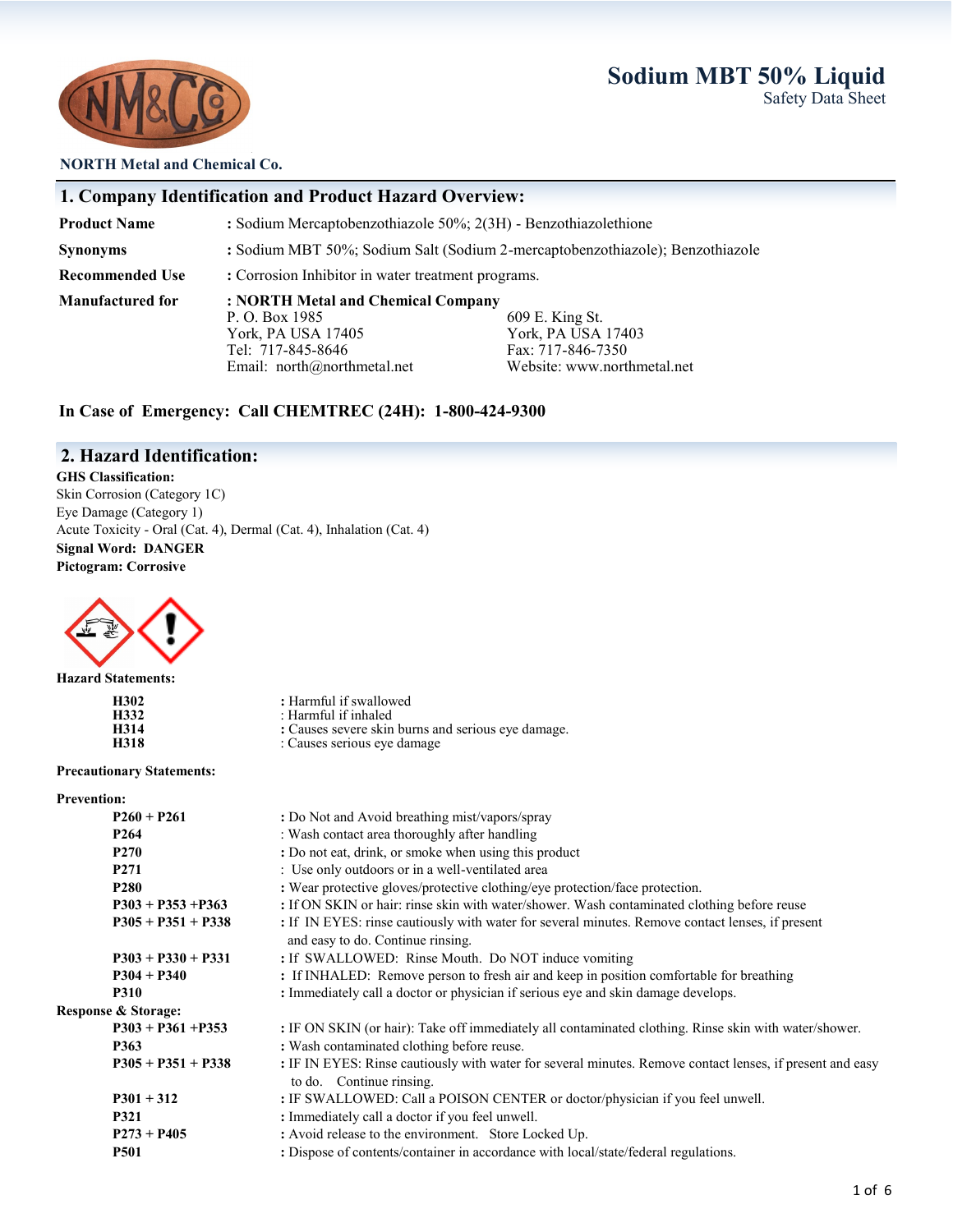# Sodium MBT 50% Liquid

Safety Data Sheet

**NORTH Metal and Chemical Co.**

## 1. Company Identification and Product Hazard Overview:

| | |
|---|---|
| **Product Name** | : Sodium Mercaptobenzothiazole 50%; 2(3H) - Benzothiazolethione |
| **Synonyms** | : Sodium MBT 50%; Sodium Salt (Sodium 2-mercaptobenzothiazole); Benzothiazole |
| **Recommended Use** | : Corrosion Inhibitor in water treatment programs. |
| **Manufactured for** | : **NORTH Metal and Chemical Company** |

P. O. Box 1985
York, PA USA 17405
Tel: 717-845-8646
Email: north@northmetal.net

609 E. King St.
York, PA USA 17403
Fax: 717-846-7350
Website: www.northmetal.net

**In Case of Emergency: Call CHEMTREC (24H): 1-800-424-9300**

## 2. Hazard Identification:

**GHS Classification:**

Skin Corrosion (Category 1C)
Eye Damage (Category 1)
Acute Toxicity - Oral (Cat. 4), Dermal (Cat. 4), Inhalation (Cat. 4)

**Signal Word: DANGER**

**Pictogram: Corrosive**

**Hazard Statements:**

| | |
|---|---|
| **H302** | : Harmful if swallowed |
| **H332** | : Harmful if inhaled |
| **H314** | : Causes severe skin burns and serious eye damage. |
| **H318** | : Causes serious eye damage |

**Precautionary Statements:**

**Prevention:**

| | |
|---|---|
| **P260 + P261** | : Do Not and Avoid breathing mist/vapors/spray |
| **P264** | : Wash contact area thoroughly after handling |
| **P270** | : Do not eat, drink, or smoke when using this product |
| **P271** | : Use only outdoors or in a well-ventilated area |
| **P280** | : Wear protective gloves/protective clothing/eye protection/face protection. |
| **P303 + P353 +P363** | : If ON SKIN or hair: rinse skin with water/shower. Wash contaminated clothing before reuse |
| **P305 + P351 + P338** | : If IN EYES: rinse cautiously with water for several minutes. Remove contact lenses, if present and easy to do. Continue rinsing. |
| **P303 + P330 + P331** | : If SWALLOWED: Rinse Mouth. Do NOT induce vomiting |
| **P304 + P340** | : If INHALED: Remove person to fresh air and keep in position comfortable for breathing |
| **P310** | : Immediately call a doctor or physician if serious eye and skin damage develops. |

**Response & Storage:**

| | |
|---|---|
| **P303 + P361 +P353** | : IF ON SKIN (or hair): Take off immediately all contaminated clothing. Rinse skin with water/shower. |
| **P363** | : Wash contaminated clothing before reuse. |
| **P305 + P351 + P338** | : IF IN EYES: Rinse cautiously with water for several minutes. Remove contact lenses, if present and easy to do. Continue rinsing. |
| **P301 + 312** | : IF SWALLOWED: Call a POISON CENTER or doctor/physician if you feel unwell. |
| **P321** | : Immediately call a doctor if you feel unwell. |
| **P273 + P405** | : Avoid release to the environment. Store Locked Up. |
| **P501** | : Dispose of contents/container in accordance with local/state/federal regulations. |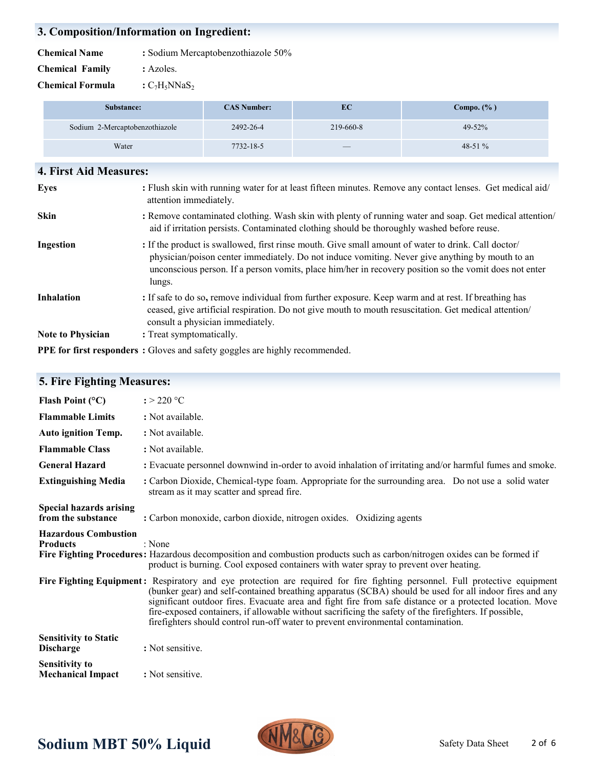## 3. Composition/Information on Ingredient:

**Chemical Name** : Sodium Mercaptobenzothiazole 50%

**Chemical Family** : Azoles.

**Chemical Formula** : $C_7H_5NNaS_2$

| Substance: | CAS Number: | EC | Compo. (% ) |
|---|---|---|---|
| Sodium 2-Mercaptobenzothiazole | 2492-26-4 | 219-660-8 | 49-52% |
| Water | 7732-18-5 | — | 48-51 % |

## 4. First Aid Measures:

**Eyes** : Flush skin with running water for at least fifteen minutes. Remove any contact lenses. Get medical aid/ attention immediately.

**Skin** : Remove contaminated clothing. Wash skin with plenty of running water and soap. Get medical attention/ aid if irritation persists. Contaminated clothing should be thoroughly washed before reuse.

**Ingestion** : If the product is swallowed, first rinse mouth. Give small amount of water to drink. Call doctor/ physician/poison center immediately. Do not induce vomiting. Never give anything by mouth to an unconscious person. If a person vomits, place him/her in recovery position so the vomit does not enter lungs.

**Inhalation** : If safe to do so, remove individual from further exposure. Keep warm and at rest. If breathing has ceased, give artificial respiration. Do not give mouth to mouth resuscitation. Get medical attention/ consult a physician immediately.

**Note to Physician** : Treat symptomatically.

**PPE for first responders** : Gloves and safety goggles are highly recommended.

## 5. Fire Fighting Measures:

**Flash Point (°C)** : > 220 °C

**Flammable Limits** : Not available.

**Auto ignition Temp.** : Not available.

**Flammable Class** : Not available.

**General Hazard** : Evacuate personnel downwind in-order to avoid inhalation of irritating and/or harmful fumes and smoke.

**Extinguishing Media** : Carbon Dioxide, Chemical-type foam. Appropriate for the surrounding area. Do not use a solid water stream as it may scatter and spread fire.

**Special hazards arising from the substance** : Carbon monoxide, carbon dioxide, nitrogen oxides. Oxidizing agents

**Hazardous Combustion Products** : None

**Fire Fighting Procedures**: Hazardous decomposition and combustion products such as carbon/nitrogen oxides can be formed if product is burning. Cool exposed containers with water spray to prevent over heating.

**Fire Fighting Equipment** : Respiratory and eye protection are required for fire fighting personnel. Full protective equipment (bunker gear) and self-contained breathing apparatus (SCBA) should be used for all indoor fires and any significant outdoor fires. Evacuate area and fight fire from safe distance or a protected location. Move fire-exposed containers, if allowable without sacrificing the safety of the firefighters. If possible, firefighters should control run-off water to prevent environmental contamination.

**Sensitivity to Static Discharge** : Not sensitive.

**Sensitivity to Mechanical Impact** : Not sensitive.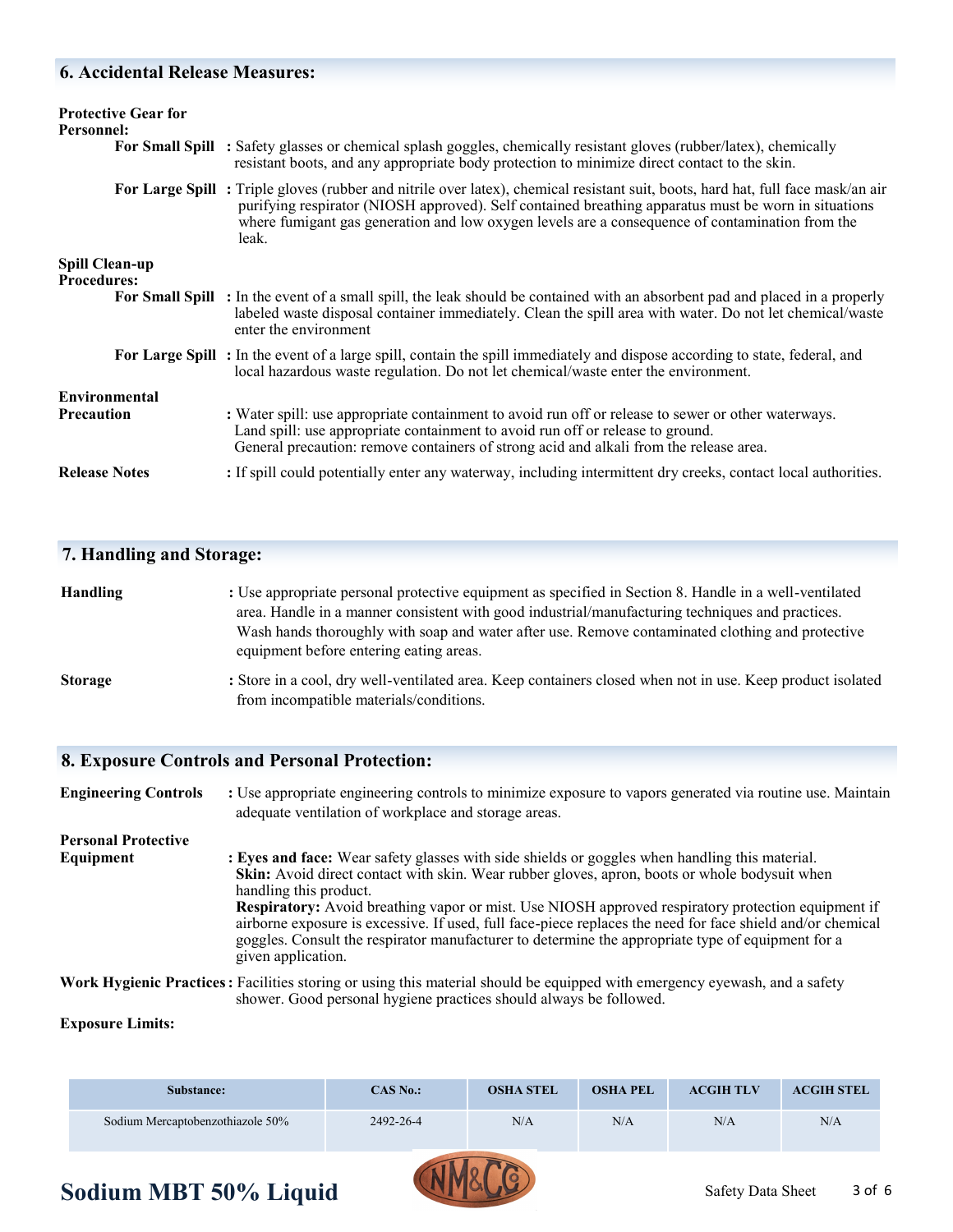## 6. Accidental Release Measures:

**Protective Gear for Personnel:**

**For Small Spill** : Safety glasses or chemical splash goggles, chemically resistant gloves (rubber/latex), chemically resistant boots, and any appropriate body protection to minimize direct contact to the skin.

**For Large Spill** : Triple gloves (rubber and nitrile over latex), chemical resistant suit, boots, hard hat, full face mask/an air purifying respirator (NIOSH approved). Self contained breathing apparatus must be worn in situations where fumigant gas generation and low oxygen levels are a consequence of contamination from the leak.

**Spill Clean-up Procedures:**

**For Small Spill** : In the event of a small spill, the leak should be contained with an absorbent pad and placed in a properly labeled waste disposal container immediately. Clean the spill area with water. Do not let chemical/waste enter the environment

**For Large Spill** : In the event of a large spill, contain the spill immediately and dispose according to state, federal, and local hazardous waste regulation. Do not let chemical/waste enter the environment.

**Environmental Precaution** : Water spill: use appropriate containment to avoid run off or release to sewer or other waterways.
Land spill: use appropriate containment to avoid run off or release to ground.
General precaution: remove containers of strong acid and alkali from the release area.

**Release Notes** : If spill could potentially enter any waterway, including intermittent dry creeks, contact local authorities.

## 7. Handling and Storage:

**Handling** : Use appropriate personal protective equipment as specified in Section 8. Handle in a well-ventilated area. Handle in a manner consistent with good industrial/manufacturing techniques and practices. Wash hands thoroughly with soap and water after use. Remove contaminated clothing and protective equipment before entering eating areas.

**Storage** : Store in a cool, dry well-ventilated area. Keep containers closed when not in use. Keep product isolated from incompatible materials/conditions.

## 8. Exposure Controls and Personal Protection:

**Engineering Controls** : Use appropriate engineering controls to minimize exposure to vapors generated via routine use. Maintain adequate ventilation of workplace and storage areas.

**Personal Protective Equipment** : **Eyes and face:** Wear safety glasses with side shields or goggles when handling this material.
**Skin:** Avoid direct contact with skin. Wear rubber gloves, apron, boots or whole bodysuit when handling this product.
**Respiratory:** Avoid breathing vapor or mist. Use NIOSH approved respiratory protection equipment if airborne exposure is excessive. If used, full face-piece replaces the need for face shield and/or chemical goggles. Consult the respirator manufacturer to determine the appropriate type of equipment for a given application.

**Work Hygienic Practices** : Facilities storing or using this material should be equipped with emergency eyewash, and a safety shower. Good personal hygiene practices should always be followed.

**Exposure Limits:**

| Substance: | CAS No.: | OSHA STEL | OSHA PEL | ACGIH TLV | ACGIH STEL |
|---|---|---|---|---|---|
| Sodium Mercaptobenzothiazole 50% | 2492-26-4 | N/A | N/A | N/A | N/A |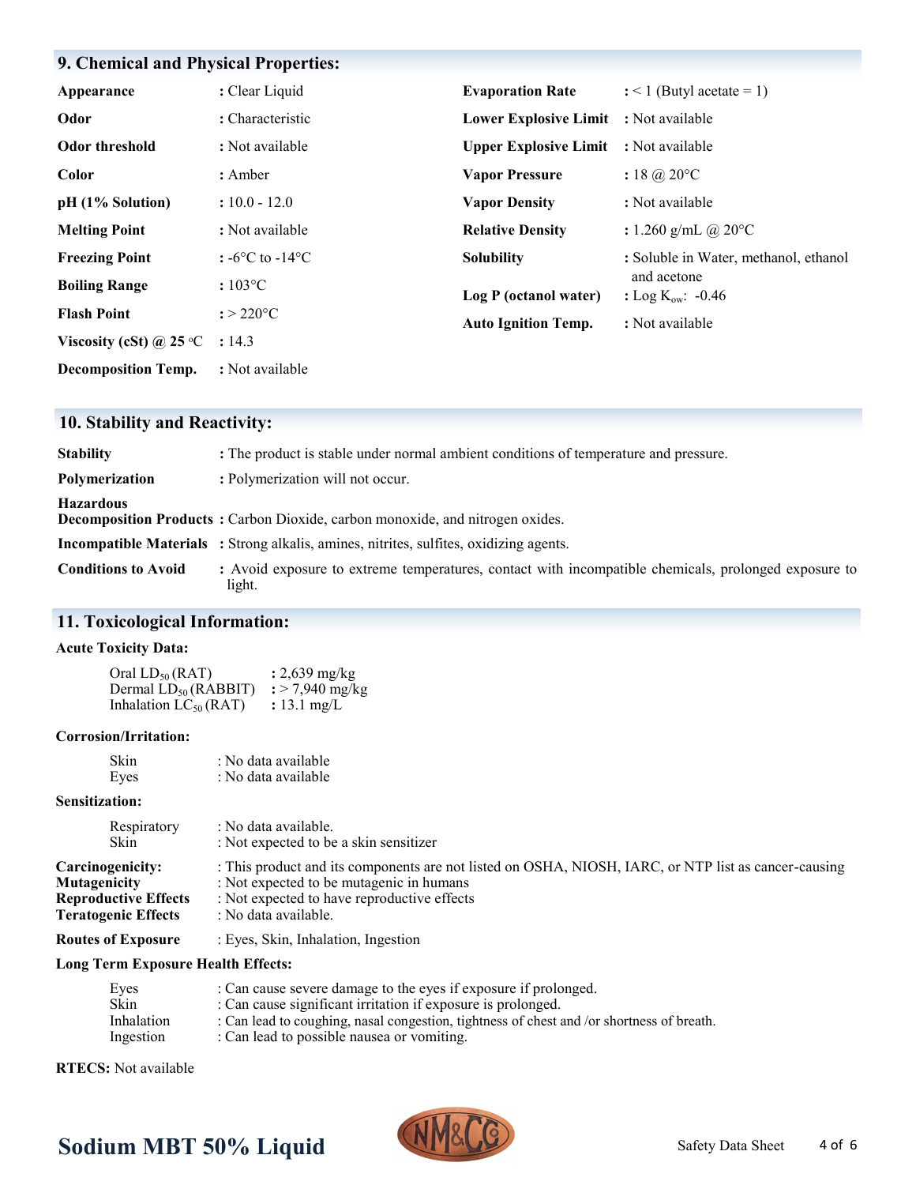## 9. Chemical and Physical Properties:

| Property | Value |
|---|---|
| **Appearance** | : Clear Liquid |
| **Odor** | : Characteristic |
| **Odor threshold** | : Not available |
| **Color** | : Amber |
| **pH (1% Solution)** | : 10.0 - 12.0 |
| **Melting Point** | : Not available |
| **Freezing Point** | : -6°C to -14°C |
| **Boiling Range** | : 103°C |
| **Flash Point** | : > 220°C |
| **Viscosity (cSt) @ 25 °C** | : 14.3 |
| **Decomposition Temp.** | : Not available |
| **Evaporation Rate** | : < 1 (Butyl acetate = 1) |
| **Lower Explosive Limit** | : Not available |
| **Upper Explosive Limit** | : Not available |
| **Vapor Pressure** | : 18 @ 20°C |
| **Vapor Density** | : Not available |
| **Relative Density** | : 1.260 g/mL @ 20°C |
| **Solubility** | : Soluble in Water, methanol, ethanol and acetone |
| **Log P (octanol water)** | : Log $K_{ow}$: -0.46 |
| **Auto Ignition Temp.** | : Not available |

## 10. Stability and Reactivity:

**Stability** : The product is stable under normal ambient conditions of temperature and pressure.

**Polymerization** : Polymerization will not occur.

**Hazardous Decomposition Products** : Carbon Dioxide, carbon monoxide, and nitrogen oxides.

**Incompatible Materials** : Strong alkalis, amines, nitrites, sulfites, oxidizing agents.

**Conditions to Avoid** : Avoid exposure to extreme temperatures, contact with incompatible chemicals, prolonged exposure to light.

## 11. Toxicological Information:

**Acute Toxicity Data:**

Oral $LD_{50}$ (RAT) : 2,639 mg/kg
Dermal $LD_{50}$ (RABBIT) : > 7,940 mg/kg
Inhalation $LC_{50}$ (RAT) : 13.1 mg/L

**Corrosion/Irritation:**

Skin : No data available
Eyes : No data available

**Sensitization:**

Respiratory : No data available.
Skin : Not expected to be a skin sensitizer

**Carcinogenicity:** : This product and its components are not listed on OSHA, NIOSH, IARC, or NTP list as cancer-causing
**Mutagenicity** : Not expected to be mutagenic in humans
**Reproductive Effects** : Not expected to have reproductive effects
**Teratogenic Effects** : No data available.

**Routes of Exposure** : Eyes, Skin, Inhalation, Ingestion

**Long Term Exposure Health Effects:**

Eyes : Can cause severe damage to the eyes if exposure if prolonged.
Skin : Can cause significant irritation if exposure is prolonged.
Inhalation : Can lead to coughing, nasal congestion, tightness of chest and /or shortness of breath.
Ingestion : Can lead to possible nausea or vomiting.

**RTECS:** Not available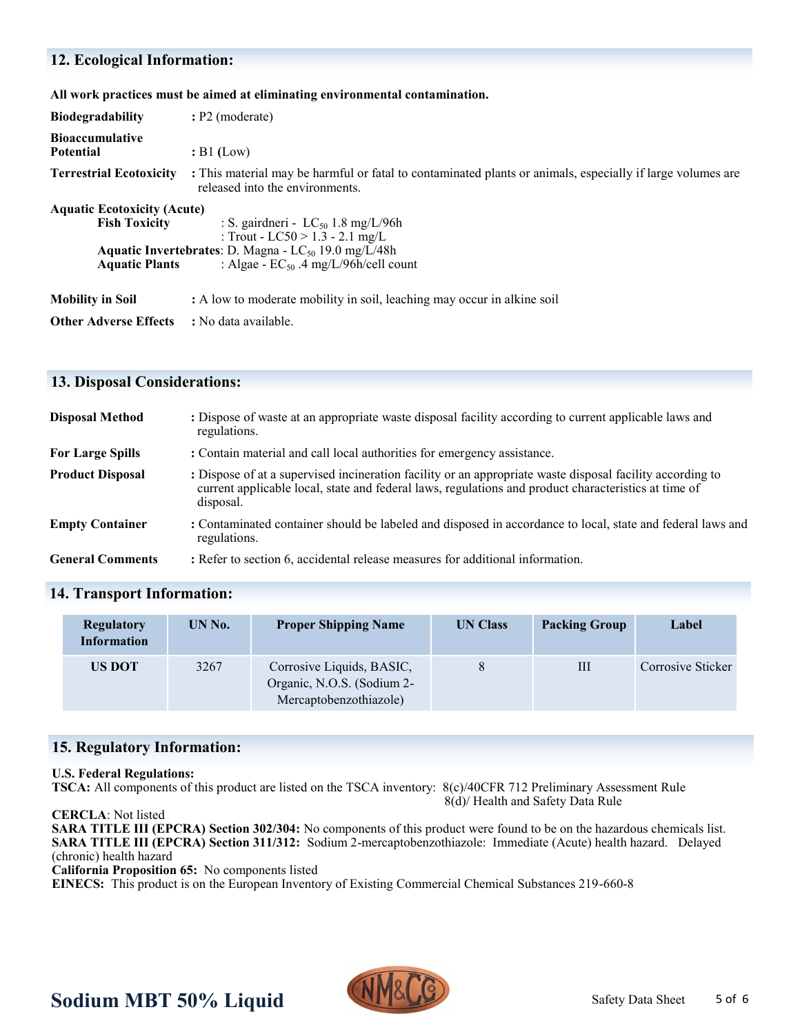## 12. Ecological Information:

**All work practices must be aimed at eliminating environmental contamination.**

**Biodegradability** : P2 (moderate)

**Bioaccumulative Potential** : B1 (Low)

**Terrestrial Ecotoxicity** : This material may be harmful or fatal to contaminated plants or animals, especially if large volumes are released into the environments.

**Aquatic Ecotoxicity (Acute)**

**Fish Toxicity** : S. gairdneri - $LC_{50}$ 1.8 mg/L/96h
: Trout - LC50 > 1.3 - 2.1 mg/L

**Aquatic Invertebrates**: D. Magna - $LC_{50}$ 19.0 mg/L/48h

**Aquatic Plants** : Algae - $EC_{50}$ .4 mg/L/96h/cell count

**Mobility in Soil** : A low to moderate mobility in soil, leaching may occur in alkine soil

**Other Adverse Effects** : No data available.

## 13. Disposal Considerations:

**Disposal Method** : Dispose of waste at an appropriate waste disposal facility according to current applicable laws and regulations.

**For Large Spills** : Contain material and call local authorities for emergency assistance.

**Product Disposal** : Dispose of at a supervised incineration facility or an appropriate waste disposal facility according to current applicable local, state and federal laws, regulations and product characteristics at time of disposal.

**Empty Container** : Contaminated container should be labeled and disposed in accordance to local, state and federal laws and regulations.

**General Comments** : Refer to section 6, accidental release measures for additional information.

## 14. Transport Information:

| Regulatory Information | UN No. | Proper Shipping Name | UN Class | Packing Group | Label |
|---|---|---|---|---|---|
| US DOT | 3267 | Corrosive Liquids, BASIC, Organic, N.O.S. (Sodium 2-Mercaptobenzothiazole) | 8 | III | Corrosive Sticker |

## 15. Regulatory Information:

**U.S. Federal Regulations:**

**TSCA:** All components of this product are listed on the TSCA inventory: 8(c)/40CFR 712 Preliminary Assessment Rule
8(d)/ Health and Safety Data Rule

**CERCLA**: Not listed

**SARA TITLE III (EPCRA) Section 302/304:** No components of this product were found to be on the hazardous chemicals list.

**SARA TITLE III (EPCRA) Section 311/312:** Sodium 2-mercaptobenzothiazole: Immediate (Acute) health hazard. Delayed (chronic) health hazard

**California Proposition 65:** No components listed

**EINECS:** This product is on the European Inventory of Existing Commercial Chemical Substances 219-660-8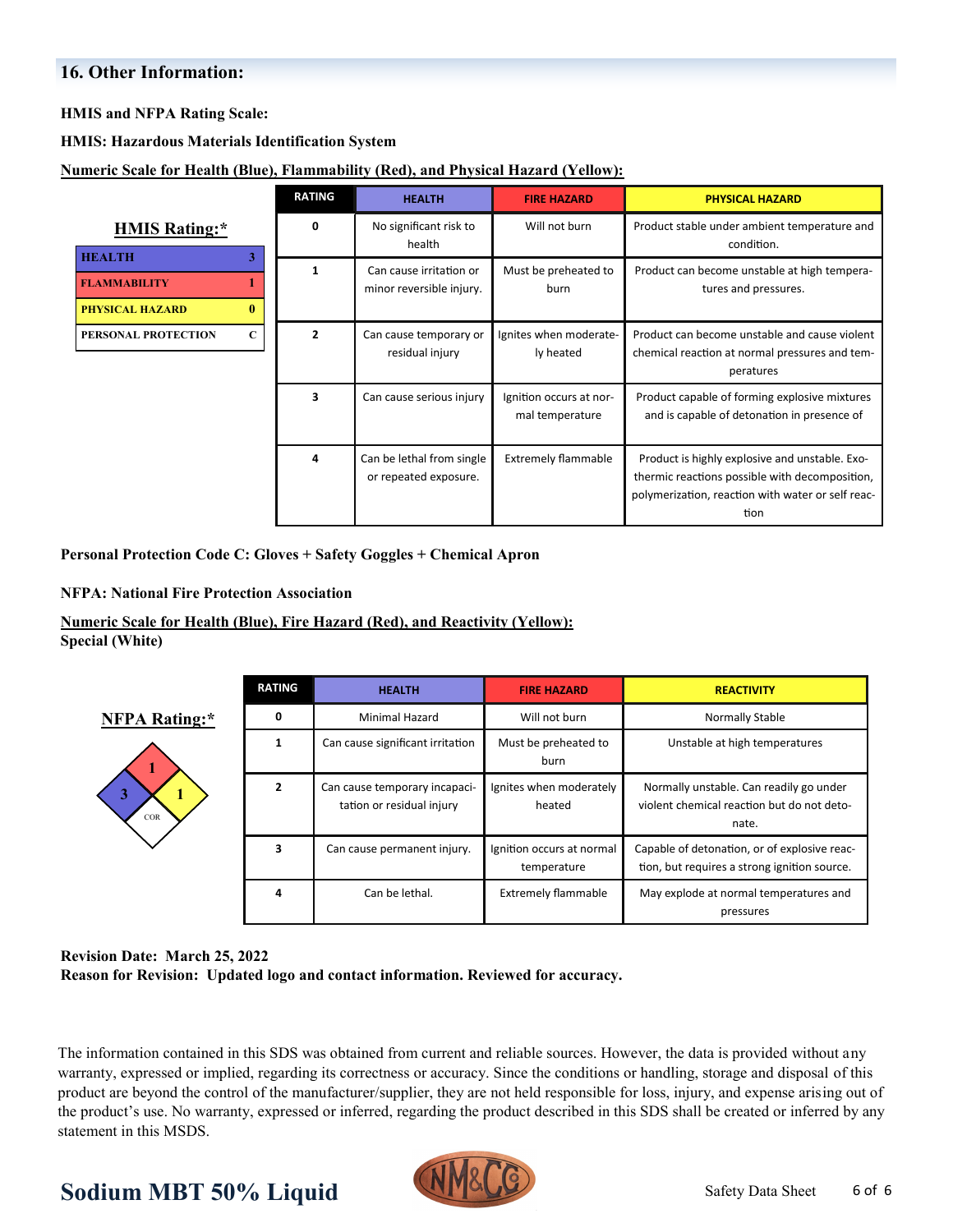## 16. Other Information:

**HMIS and NFPA Rating Scale:**

**HMIS: Hazardous Materials Identification System**

**Numeric Scale for Health (Blue), Flammability (Red), and Physical Hazard (Yellow):**

**HMIS Rating:***

| | |
|---|---|
| HEALTH | 3 |
| FLAMMABILITY | 1 |
| PHYSICAL HAZARD | 0 |
| PERSONAL PROTECTION | C |

| RATING | HEALTH | FIRE HAZARD | PHYSICAL HAZARD |
|---|---|---|---|
| 0 | No significant risk to health | Will not burn | Product stable under ambient temperature and condition. |
| 1 | Can cause irritation or minor reversible injury. | Must be preheated to burn | Product can become unstable at high temperatures and pressures. |
| 2 | Can cause temporary or residual injury | Ignites when moderately heated | Product can become unstable and cause violent chemical reaction at normal pressures and temperatures |
| 3 | Can cause serious injury | Ignition occurs at normal temperature | Product capable of forming explosive mixtures and is capable of detonation in presence of |
| 4 | Can be lethal from single or repeated exposure. | Extremely flammable | Product is highly explosive and unstable. Exothermic reactions possible with decomposition, polymerization, reaction with water or self reaction |

**Personal Protection Code C: Gloves + Safety Goggles + Chemical Apron**

**NFPA: National Fire Protection Association**

**Numeric Scale for Health (Blue), Fire Hazard (Red), and Reactivity (Yellow):**
**Special (White)**

**NFPA Rating:***

Health: 3
Fire Hazard: 1
Reactivity: 1
Special: COR

| RATING | HEALTH | FIRE HAZARD | REACTIVITY |
|---|---|---|---|
| 0 | Minimal Hazard | Will not burn | Normally Stable |
| 1 | Can cause significant irritation | Must be preheated to burn | Unstable at high temperatures |
| 2 | Can cause temporary incapacitation or residual injury | Ignites when moderately heated | Normally unstable. Can readily go under violent chemical reaction but do not detonate. |
| 3 | Can cause permanent injury. | Ignition occurs at normal temperature | Capable of detonation, or of explosive reaction, but requires a strong ignition source. |
| 4 | Can be lethal. | Extremely flammable | May explode at normal temperatures and pressures |

**Revision Date: March 25, 2022**
**Reason for Revision: Updated logo and contact information. Reviewed for accuracy.**

The information contained in this SDS was obtained from current and reliable sources. However, the data is provided without any warranty, expressed or implied, regarding its correctness or accuracy. Since the conditions or handling, storage and disposal of this product are beyond the control of the manufacturer/supplier, they are not held responsible for loss, injury, and expense arising out of the product's use. No warranty, expressed or inferred, regarding the product described in this SDS shall be created or inferred by any statement in this MSDS.